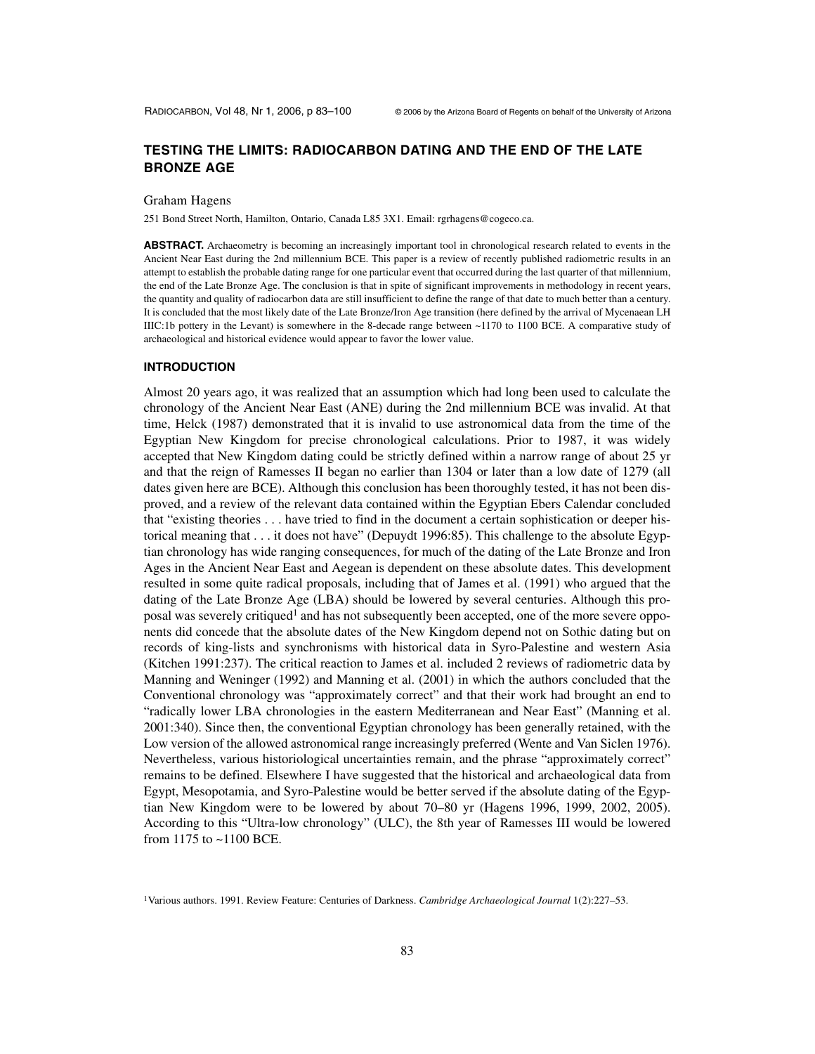# TESTING THE LIMITS: RADIOCARBON DATING AND THE END OF THE LATE BRONZE AGE

Graham Hagens

251 Bond Street North, Hamilton, Ontario, Canada L85 3X1. Email: rgrhagens@cogeco.ca.

**ABSTRACT.** Archaeometry is becoming an increasingly important tool in chronological research related to events in the Ancient Near East during the 2nd millennium BCE. This paper is a review of recently published radiometric results in an attempt to establish the probable dating range for one particular event that occurred during the last quarter of that millennium, the end of the Late Bronze Age. The conclusion is that in spite of significant improvements in methodology in recent years, the quantity and quality of radiocarbon data are still insufficient to define the range of that date to much better than a century. It is concluded that the most likely date of the Late Bronze/Iron Age transition (here defined by the arrival of Mycenaean LH IIIC:1b pottery in the Levant) is somewhere in the 8-decade range between ~1170 to 1100 BCE. A comparative study of archaeological and historical evidence would appear to favor the lower value.

## INTRODUCTION

Almost 20 years ago, it was realized that an assumption which had long been used to calculate the chronology of the Ancient Near East (ANE) during the 2nd millennium BCE was invalid. At that time, Helck (1987) demonstrated that it is invalid to use astronomical data from the time of the Egyptian New Kingdom for precise chronological calculations. Prior to 1987, it was widely accepted that New Kingdom dating could be strictly defined within a narrow range of about 25 yr and that the reign of Ramesses II began no earlier than 1304 or later than a low date of 1279 (all dates given here are BCE). Although this conclusion has been thoroughly tested, it has not been disproved, and a review of the relevant data contained within the Egyptian Ebers Calendar concluded that "existing theories . . . have tried to find in the document a certain sophistication or deeper historical meaning that . . . it does not have" (Depuydt 1996:85). This challenge to the absolute Egyptian chronology has wide ranging consequences, for much of the dating of the Late Bronze and Iron Ages in the Ancient Near East and Aegean is dependent on these absolute dates. This development resulted in some quite radical proposals, including that of James et al. (1991) who argued that the dating of the Late Bronze Age (LBA) should be lowered by several centuries. Although this proposal was severely critiqued[1] and has not subsequently been accepted, one of the more severe opponents did concede that the absolute dates of the New Kingdom depend not on Sothic dating but on records of king-lists and synchronisms with historical data in Syro-Palestine and western Asia (Kitchen 1991:237). The critical reaction to James et al. included 2 reviews of radiometric data by Manning and Weninger (1992) and Manning et al. (2001) in which the authors concluded that the Conventional chronology was "approximately correct" and that their work had brought an end to "radically lower LBA chronologies in the eastern Mediterranean and Near East" (Manning et al. 2001:340). Since then, the conventional Egyptian chronology has been generally retained, with the Low version of the allowed astronomical range increasingly preferred (Wente and Van Siclen 1976). Nevertheless, various historiological uncertainties remain, and the phrase "approximately correct" remains to be defined. Elsewhere I have suggested that the historical and archaeological data from Egypt, Mesopotamia, and Syro-Palestine would be better served if the absolute dating of the Egyptian New Kingdom were to be lowered by about 70–80 yr (Hagens 1996, 1999, 2002, 2005). According to this "Ultra-low chronology" (ULC), the 8th year of Ramesses III would be lowered from 1175 to ~1100 BCE.

[1]Various authors. 1991. Review Feature: Centuries of Darkness. *Cambridge Archaeological Journal* 1(2):227–53.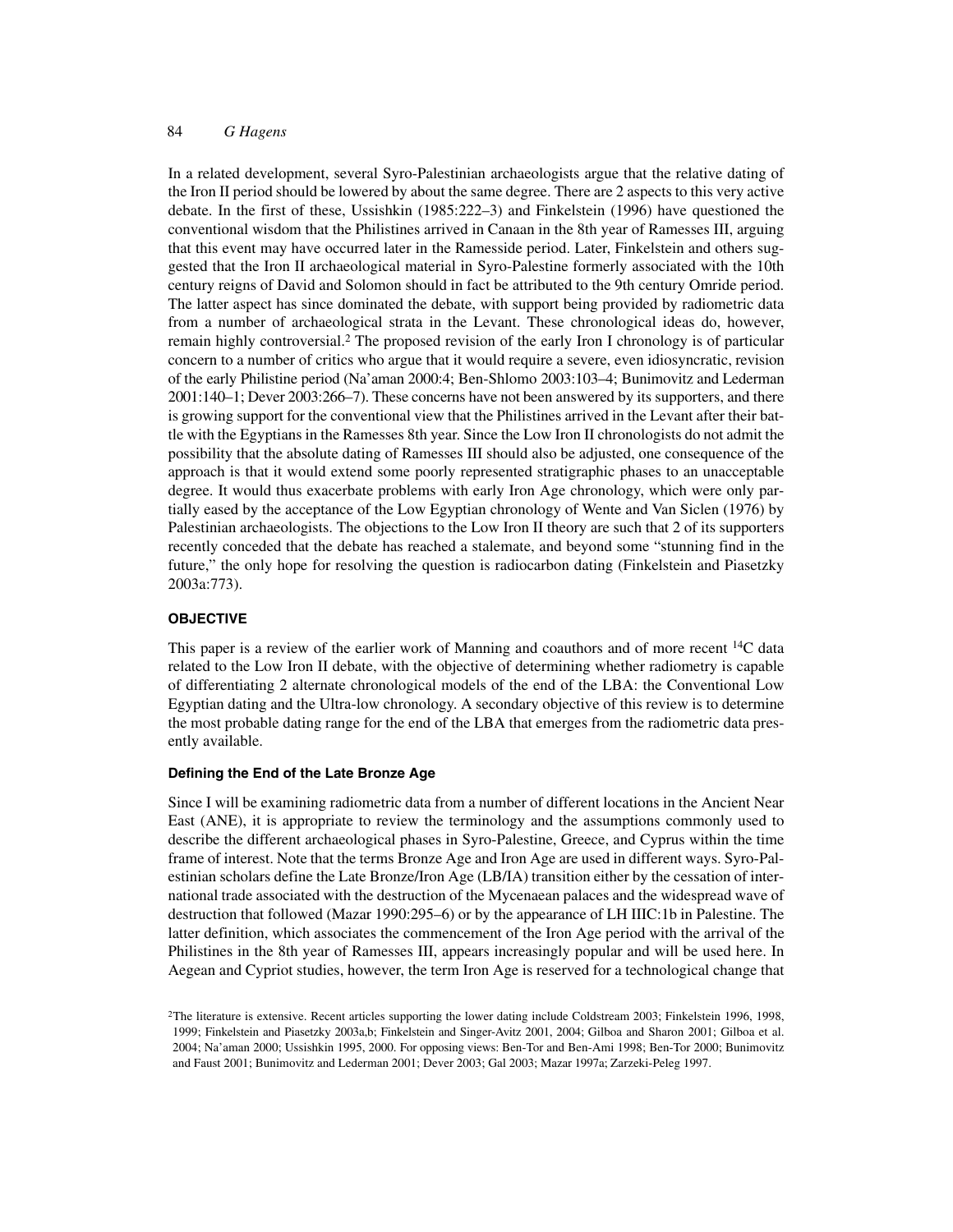In a related development, several Syro-Palestinian archaeologists argue that the relative dating of the Iron II period should be lowered by about the same degree. There are 2 aspects to this very active debate. In the first of these, Ussishkin (1985:222–3) and Finkelstein (1996) have questioned the conventional wisdom that the Philistines arrived in Canaan in the 8th year of Ramesses III, arguing that this event may have occurred later in the Ramesside period. Later, Finkelstein and others suggested that the Iron II archaeological material in Syro-Palestine formerly associated with the 10th century reigns of David and Solomon should in fact be attributed to the 9th century Omride period. The latter aspect has since dominated the debate, with support being provided by radiometric data from a number of archaeological strata in the Levant. These chronological ideas do, however, remain highly controversial.[2] The proposed revision of the early Iron I chronology is of particular concern to a number of critics who argue that it would require a severe, even idiosyncratic, revision of the early Philistine period (Na'aman 2000:4; Ben-Shlomo 2003:103–4; Bunimovitz and Lederman 2001:140–1; Dever 2003:266–7). These concerns have not been answered by its supporters, and there is growing support for the conventional view that the Philistines arrived in the Levant after their battle with the Egyptians in the Ramesses 8th year. Since the Low Iron II chronologists do not admit the possibility that the absolute dating of Ramesses III should also be adjusted, one consequence of the approach is that it would extend some poorly represented stratigraphic phases to an unacceptable degree. It would thus exacerbate problems with early Iron Age chronology, which were only partially eased by the acceptance of the Low Egyptian chronology of Wente and Van Siclen (1976) by Palestinian archaeologists. The objections to the Low Iron II theory are such that 2 of its supporters recently conceded that the debate has reached a stalemate, and beyond some "stunning find in the future," the only hope for resolving the question is radiocarbon dating (Finkelstein and Piasetzky 2003a:773).

## OBJECTIVE

This paper is a review of the earlier work of Manning and coauthors and of more recent $^{14}C$ data related to the Low Iron II debate, with the objective of determining whether radiometry is capable of differentiating 2 alternate chronological models of the end of the LBA: the Conventional Low Egyptian dating and the Ultra-low chronology. A secondary objective of this review is to determine the most probable dating range for the end of the LBA that emerges from the radiometric data presently available.

### Defining the End of the Late Bronze Age

Since I will be examining radiometric data from a number of different locations in the Ancient Near East (ANE), it is appropriate to review the terminology and the assumptions commonly used to describe the different archaeological phases in Syro-Palestine, Greece, and Cyprus within the time frame of interest. Note that the terms Bronze Age and Iron Age are used in different ways. Syro-Palestinian scholars define the Late Bronze/Iron Age (LB/IA) transition either by the cessation of international trade associated with the destruction of the Mycenaean palaces and the widespread wave of destruction that followed (Mazar 1990:295–6) or by the appearance of LH IIIC:1b in Palestine. The latter definition, which associates the commencement of the Iron Age period with the arrival of the Philistines in the 8th year of Ramesses III, appears increasingly popular and will be used here. In Aegean and Cypriot studies, however, the term Iron Age is reserved for a technological change that

[2] The literature is extensive. Recent articles supporting the lower dating include Coldstream 2003; Finkelstein 1996, 1998, 1999; Finkelstein and Piasetzky 2003a,b; Finkelstein and Singer-Avitz 2001, 2004; Gilboa and Sharon 2001; Gilboa et al. 2004; Na'aman 2000; Ussishkin 1995, 2000. For opposing views: Ben-Tor and Ben-Ami 1998; Ben-Tor 2000; Bunimovitz and Faust 2001; Bunimovitz and Lederman 2001; Dever 2003; Gal 2003; Mazar 1997a; Zarzeki-Peleg 1997.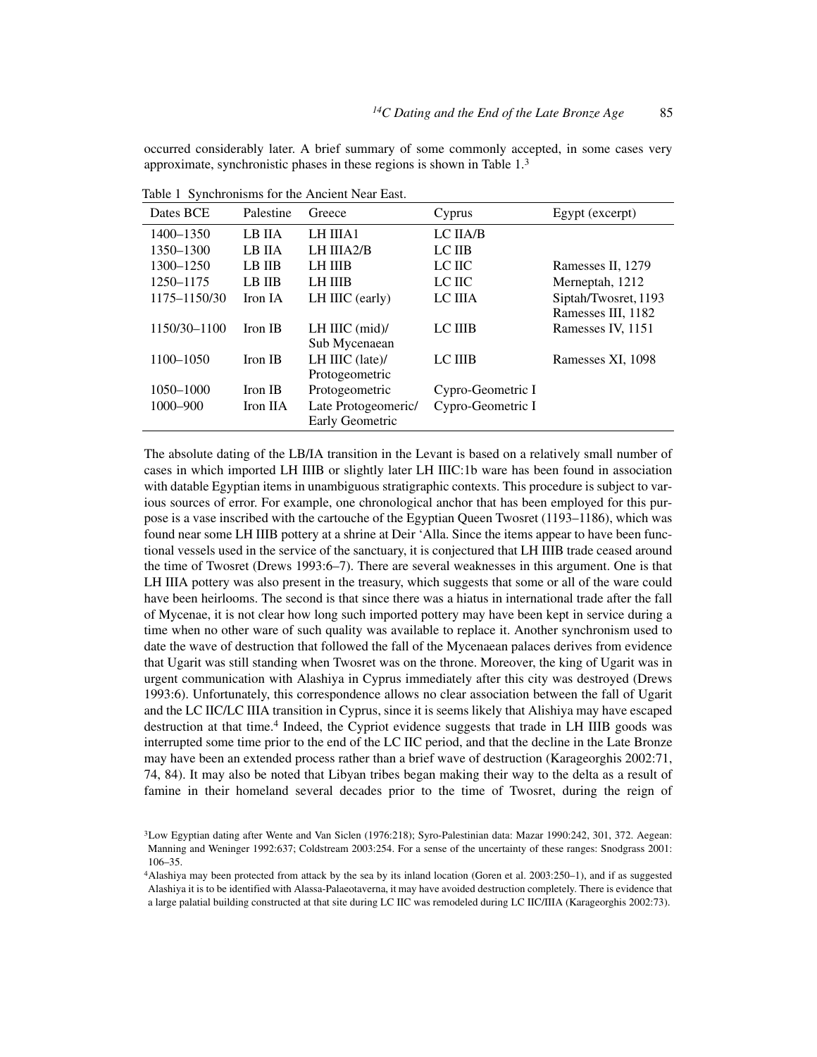occurred considerably later. A brief summary of some commonly accepted, in some cases very approximate, synchronistic phases in these regions is shown in Table 1.[3]

Table 1 Synchronisms for the Ancient Near East.

| Dates BCE | Palestine | Greece | Cyprus | Egypt (excerpt) |
|---|---|---|---|---|
| 1400–1350 | LB IIA | LH IIIA1 | LC IIA/B | |
| 1350–1300 | LB IIA | LH IIIA2/B | LC IIB | |
| 1300–1250 | LB IIB | LH IIIB | LC IIC | Ramesses II, 1279 |
| 1250–1175 | LB IIB | LH IIIB | LC IIC | Merneptah, 1212 |
| 1175–1150/30 | Iron IA | LH IIIC (early) | LC IIIA | Siptah/Twosret, 1193 Ramesses III, 1182 |
| 1150/30–1100 | Iron IB | LH IIIC (mid)/ Sub Mycenaean | LC IIIB | Ramesses IV, 1151 |
| 1100–1050 | Iron IB | LH IIIC (late)/ Protogeometric | LC IIIB | Ramesses XI, 1098 |
| 1050–1000 | Iron IB | Protogeometric | Cypro-Geometric I | |
| 1000–900 | Iron IIA | Late Protogeomeric/ Early Geometric | Cypro-Geometric I | |

The absolute dating of the LB/IA transition in the Levant is based on a relatively small number of cases in which imported LH IIIB or slightly later LH IIIC:1b ware has been found in association with datable Egyptian items in unambiguous stratigraphic contexts. This procedure is subject to various sources of error. For example, one chronological anchor that has been employed for this purpose is a vase inscribed with the cartouche of the Egyptian Queen Twosret (1193–1186), which was found near some LH IIIB pottery at a shrine at Deir ʻAlla. Since the items appear to have been functional vessels used in the service of the sanctuary, it is conjectured that LH IIIB trade ceased around the time of Twosret (Drews 1993:6–7). There are several weaknesses in this argument. One is that LH IIIA pottery was also present in the treasury, which suggests that some or all of the ware could have been heirlooms. The second is that since there was a hiatus in international trade after the fall of Mycenae, it is not clear how long such imported pottery may have been kept in service during a time when no other ware of such quality was available to replace it. Another synchronism used to date the wave of destruction that followed the fall of the Mycenaean palaces derives from evidence that Ugarit was still standing when Twosret was on the throne. Moreover, the king of Ugarit was in urgent communication with Alashiya in Cyprus immediately after this city was destroyed (Drews 1993:6). Unfortunately, this correspondence allows no clear association between the fall of Ugarit and the LC IIC/LC IIIA transition in Cyprus, since it is seems likely that Alishiya may have escaped destruction at that time.[4] Indeed, the Cypriot evidence suggests that trade in LH IIIB goods was interrupted some time prior to the end of the LC IIC period, and that the decline in the Late Bronze may have been an extended process rather than a brief wave of destruction (Karageorghis 2002:71, 74, 84). It may also be noted that Libyan tribes began making their way to the delta as a result of famine in their homeland several decades prior to the time of Twosret, during the reign of

[3]Low Egyptian dating after Wente and Van Siclen (1976:218); Syro-Palestinian data: Mazar 1990:242, 301, 372. Aegean: Manning and Weninger 1992:637; Coldstream 2003:254. For a sense of the uncertainty of these ranges: Snodgrass 2001: 106–35.

[4]Alashiya may been protected from attack by the sea by its inland location (Goren et al. 2003:250–1), and if as suggested Alashiya it is to be identified with Alassa-Palaeotaverna, it may have avoided destruction completely. There is evidence that a large palatial building constructed at that site during LC IIC was remodeled during LC IIC/IIIA (Karageorghis 2002:73).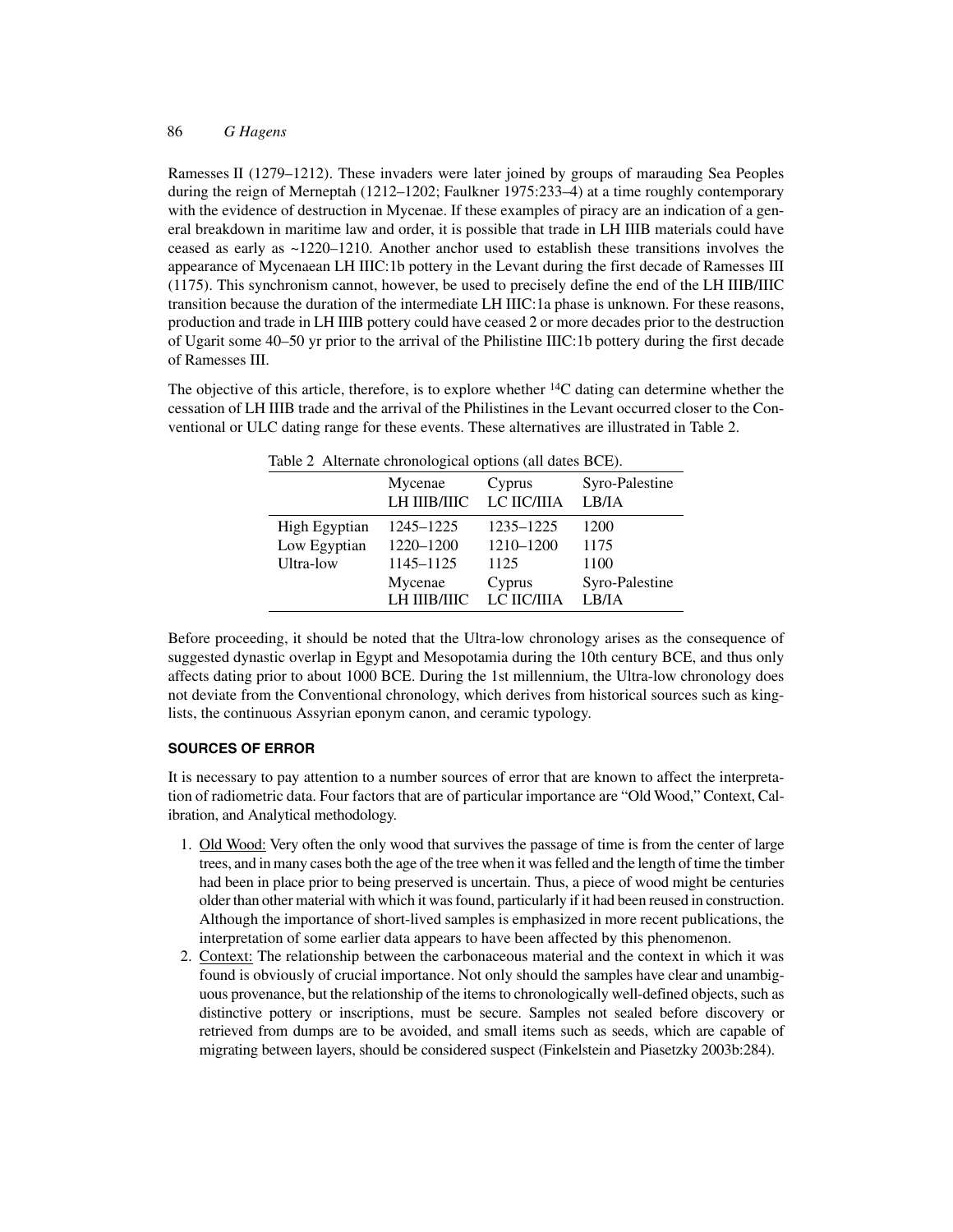Ramesses II (1279–1212). These invaders were later joined by groups of marauding Sea Peoples during the reign of Merneptah (1212–1202; Faulkner 1975:233–4) at a time roughly contemporary with the evidence of destruction in Mycenae. If these examples of piracy are an indication of a general breakdown in maritime law and order, it is possible that trade in LH IIIB materials could have ceased as early as ~1220–1210. Another anchor used to establish these transitions involves the appearance of Mycenaean LH IIIC:1b pottery in the Levant during the first decade of Ramesses III (1175). This synchronism cannot, however, be used to precisely define the end of the LH IIIB/IIIC transition because the duration of the intermediate LH IIIC:1a phase is unknown. For these reasons, production and trade in LH IIIB pottery could have ceased 2 or more decades prior to the destruction of Ugarit some 40–50 yr prior to the arrival of the Philistine IIIC:1b pottery during the first decade of Ramesses III.

The objective of this article, therefore, is to explore whether $^{14}$C dating can determine whether the cessation of LH IIIB trade and the arrival of the Philistines in the Levant occurred closer to the Conventional or ULC dating range for these events. These alternatives are illustrated in Table 2.

Table 2 Alternate chronological options (all dates BCE).

| | Mycenae LH IIIB/IIIC | Cyprus LC IIC/IIIA | Syro-Palestine LB/IA |
|---|---|---|---|
| High Egyptian | 1245–1225 | 1235–1225 | 1200 |
| Low Egyptian | 1220–1200 | 1210–1200 | 1175 |
| Ultra-low | 1145–1125 | 1125 | 1100 |
| | Mycenae LH IIIB/IIIC | Cyprus LC IIC/IIIA | Syro-Palestine LB/IA |

Before proceeding, it should be noted that the Ultra-low chronology arises as the consequence of suggested dynastic overlap in Egypt and Mesopotamia during the 10th century BCE, and thus only affects dating prior to about 1000 BCE. During the 1st millennium, the Ultra-low chronology does not deviate from the Conventional chronology, which derives from historical sources such as king-lists, the continuous Assyrian eponym canon, and ceramic typology.

## SOURCES OF ERROR

It is necessary to pay attention to a number sources of error that are known to affect the interpretation of radiometric data. Four factors that are of particular importance are "Old Wood," Context, Calibration, and Analytical methodology.

1. Old Wood: Very often the only wood that survives the passage of time is from the center of large trees, and in many cases both the age of the tree when it was felled and the length of time the timber had been in place prior to being preserved is uncertain. Thus, a piece of wood might be centuries older than other material with which it was found, particularly if it had been reused in construction. Although the importance of short-lived samples is emphasized in more recent publications, the interpretation of some earlier data appears to have been affected by this phenomenon.
2. Context: The relationship between the carbonaceous material and the context in which it was found is obviously of crucial importance. Not only should the samples have clear and unambiguous provenance, but the relationship of the items to chronologically well-defined objects, such as distinctive pottery or inscriptions, must be secure. Samples not sealed before discovery or retrieved from dumps are to be avoided, and small items such as seeds, which are capable of migrating between layers, should be considered suspect (Finkelstein and Piasetzky 2003b:284).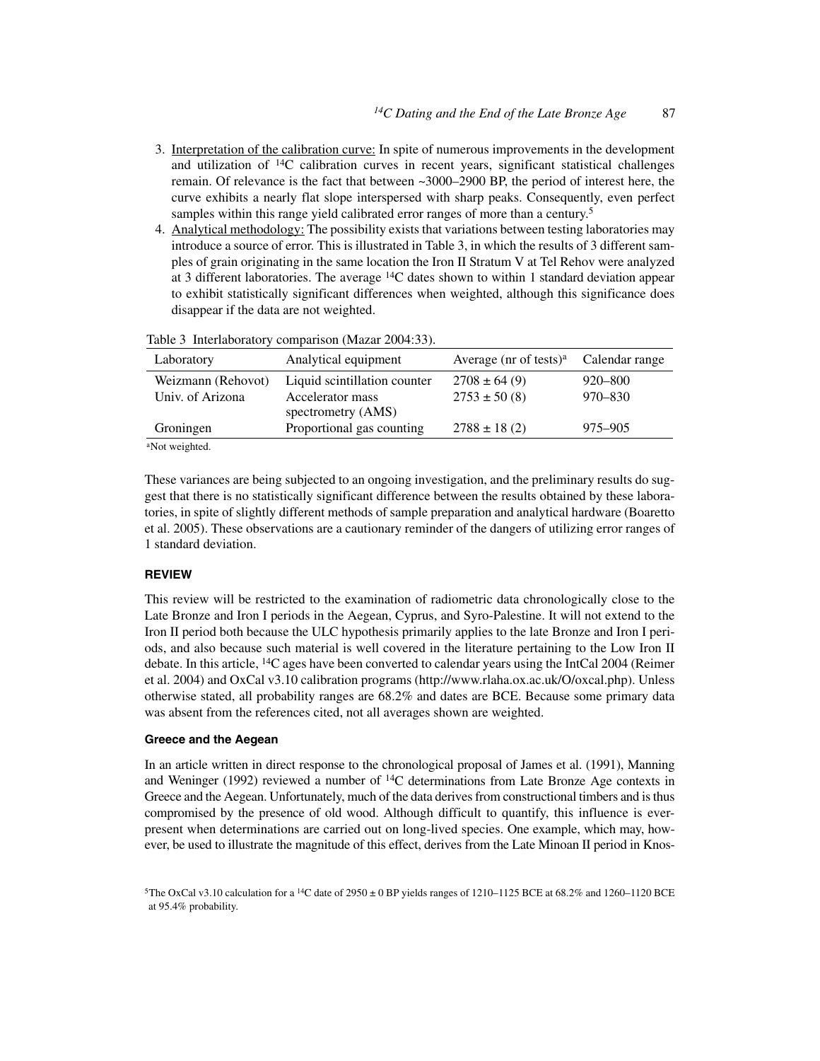3. Interpretation of the calibration curve: In spite of numerous improvements in the development and utilization of $^{14}C$ calibration curves in recent years, significant statistical challenges remain. Of relevance is the fact that between ~3000–2900 BP, the period of interest here, the curve exhibits a nearly flat slope interspersed with sharp peaks. Consequently, even perfect samples within this range yield calibrated error ranges of more than a century.[5]
4. Analytical methodology: The possibility exists that variations between testing laboratories may introduce a source of error. This is illustrated in Table 3, in which the results of 3 different samples of grain originating in the same location the Iron II Stratum V at Tel Rehov were analyzed at 3 different laboratories. The average $^{14}C$ dates shown to within 1 standard deviation appear to exhibit statistically significant differences when weighted, although this significance does disappear if the data are not weighted.

Table 3 Interlaboratory comparison (Mazar 2004:33).

| Laboratory | Analytical equipment | Average (nr of tests)[a] | Calendar range |
|---|---|---|---|
| Weizmann (Rehovot) | Liquid scintillation counter | 2708 ± 64 (9) | 920–800 |
| Univ. of Arizona | Accelerator mass spectrometry (AMS) | 2753 ± 50 (8) | 970–830 |
| Groningen | Proportional gas counting | 2788 ± 18 (2) | 975–905 |

[a]Not weighted.

These variances are being subjected to an ongoing investigation, and the preliminary results do suggest that there is no statistically significant difference between the results obtained by these laboratories, in spite of slightly different methods of sample preparation and analytical hardware (Boaretto et al. 2005). These observations are a cautionary reminder of the dangers of utilizing error ranges of 1 standard deviation.

## REVIEW

This review will be restricted to the examination of radiometric data chronologically close to the Late Bronze and Iron I periods in the Aegean, Cyprus, and Syro-Palestine. It will not extend to the Iron II period both because the ULC hypothesis primarily applies to the late Bronze and Iron I periods, and also because such material is well covered in the literature pertaining to the Low Iron II debate. In this article, $^{14}C$ ages have been converted to calendar years using the IntCal 2004 (Reimer et al. 2004) and OxCal v3.10 calibration programs (http://www.rlaha.ox.ac.uk/O/oxcal.php). Unless otherwise stated, all probability ranges are 68.2% and dates are BCE. Because some primary data was absent from the references cited, not all averages shown are weighted.

### Greece and the Aegean

In an article written in direct response to the chronological proposal of James et al. (1991), Manning and Weninger (1992) reviewed a number of $^{14}C$ determinations from Late Bronze Age contexts in Greece and the Aegean. Unfortunately, much of the data derives from constructional timbers and is thus compromised by the presence of old wood. Although difficult to quantify, this influence is ever-present when determinations are carried out on long-lived species. One example, which may, however, be used to illustrate the magnitude of this effect, derives from the Late Minoan II period in Knos-

[5]The OxCal v3.10 calculation for a $^{14}C$ date of 2950 ± 0 BP yields ranges of 1210–1125 BCE at 68.2% and 1260–1120 BCE at 95.4% probability.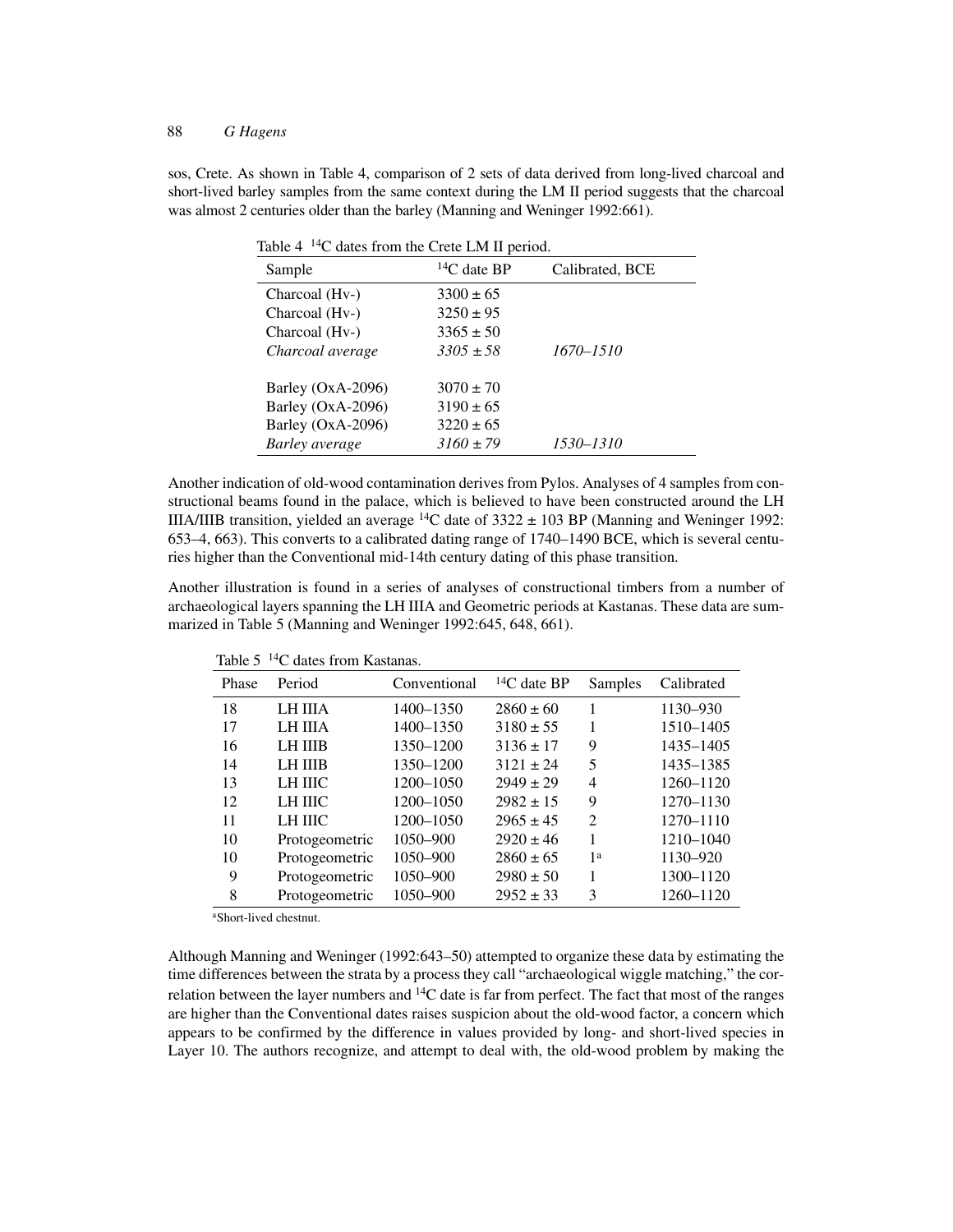sos, Crete. As shown in Table 4, comparison of 2 sets of data derived from long-lived charcoal and short-lived barley samples from the same context during the LM II period suggests that the charcoal was almost 2 centuries older than the barley (Manning and Weninger 1992:661).

Table 4 $^{14}C$ dates from the Crete LM II period.

| Sample | $^{14}C$ date BP | Calibrated, BCE |
|---|---|---|
| Charcoal (Hv-) | 3300 ± 65 | |
| Charcoal (Hv-) | 3250 ± 95 | |
| Charcoal (Hv-) | 3365 ± 50 | |
| *Charcoal average* | *3305 ± 58* | *1670–1510* |
| Barley (OxA-2096) | 3070 ± 70 | |
| Barley (OxA-2096) | 3190 ± 65 | |
| Barley (OxA-2096) | 3220 ± 65 | |
| *Barley average* | *3160 ± 79* | *1530–1310* |

Another indication of old-wood contamination derives from Pylos. Analyses of 4 samples from constructional beams found in the palace, which is believed to have been constructed around the LH IIIA/IIIB transition, yielded an average $^{14}C$ date of 3322 ± 103 BP (Manning and Weninger 1992: 653–4, 663). This converts to a calibrated dating range of 1740–1490 BCE, which is several centuries higher than the Conventional mid-14th century dating of this phase transition.

Another illustration is found in a series of analyses of constructional timbers from a number of archaeological layers spanning the LH IIIA and Geometric periods at Kastanas. These data are summarized in Table 5 (Manning and Weninger 1992:645, 648, 661).

Table 5 $^{14}C$ dates from Kastanas.

| Phase | Period | Conventional | $^{14}C$ date BP | Samples | Calibrated |
|---|---|---|---|---|---|
| 18 | LH IIIA | 1400–1350 | 2860 ± 60 | 1 | 1130–930 |
| 17 | LH IIIA | 1400–1350 | 3180 ± 55 | 1 | 1510–1405 |
| 16 | LH IIIB | 1350–1200 | 3136 ± 17 | 9 | 1435–1405 |
| 14 | LH IIIB | 1350–1200 | 3121 ± 24 | 5 | 1435–1385 |
| 13 | LH IIIC | 1200–1050 | 2949 ± 29 | 4 | 1260–1120 |
| 12 | LH IIIC | 1200–1050 | 2982 ± 15 | 9 | 1270–1130 |
| 11 | LH IIIC | 1200–1050 | 2965 ± 45 | 2 | 1270–1110 |
| 10 | Protogeometric | 1050–900 | 2920 ± 46 | 1 | 1210–1040 |
| 10 | Protogeometric | 1050–900 | 2860 ± 65 | 1[a] | 1130–920 |
| 9 | Protogeometric | 1050–900 | 2980 ± 50 | 1 | 1300–1120 |
| 8 | Protogeometric | 1050–900 | 2952 ± 33 | 3 | 1260–1120 |

[a]Short-lived chestnut.

Although Manning and Weninger (1992:643–50) attempted to organize these data by estimating the time differences between the strata by a process they call "archaeological wiggle matching," the correlation between the layer numbers and $^{14}C$ date is far from perfect. The fact that most of the ranges are higher than the Conventional dates raises suspicion about the old-wood factor, a concern which appears to be confirmed by the difference in values provided by long- and short-lived species in Layer 10. The authors recognize, and attempt to deal with, the old-wood problem by making the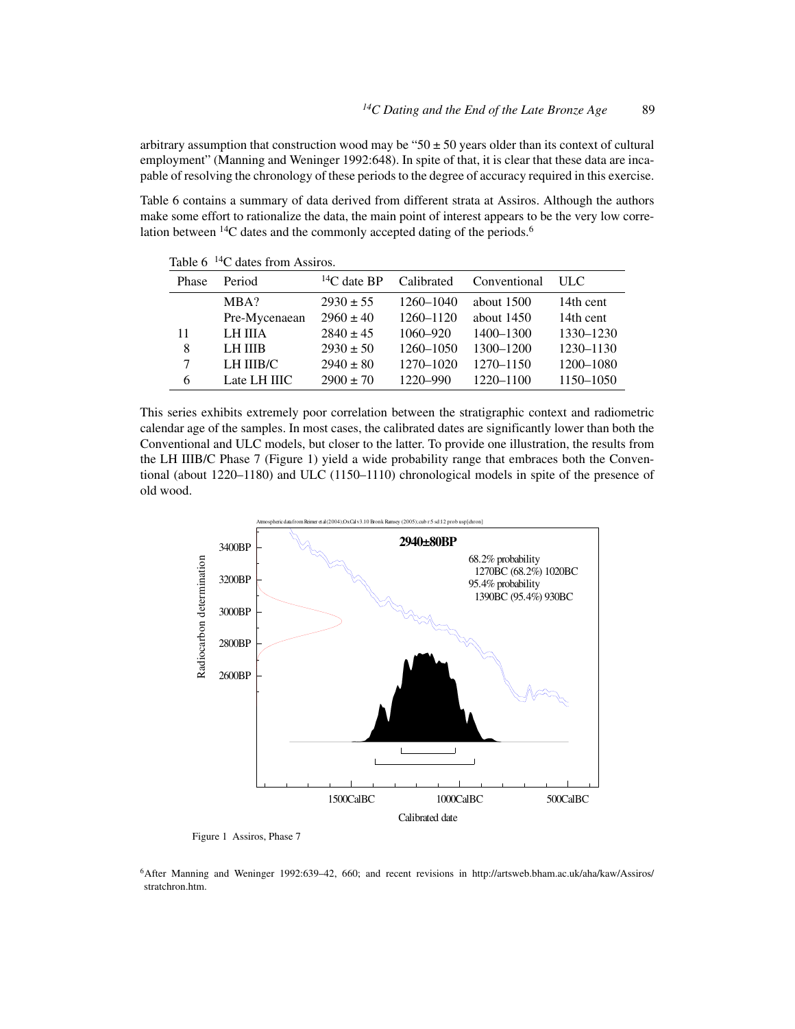arbitrary assumption that construction wood may be "50 ± 50 years older than its context of cultural employment" (Manning and Weninger 1992:648). In spite of that, it is clear that these data are incapable of resolving the chronology of these periods to the degree of accuracy required in this exercise.

Table 6 contains a summary of data derived from different strata at Assiros. Although the authors make some effort to rationalize the data, the main point of interest appears to be the very low correlation between $^{14}$C dates and the commonly accepted dating of the periods.[6]

Table 6 $^{14}$C dates from Assiros.

| Phase | Period | $^{14}$C date BP | Calibrated | Conventional | ULC |
|---|---|---|---|---|---|
| | MBA? | 2930 ± 55 | 1260–1040 | about 1500 | 14th cent |
| | Pre-Mycenaean | 2960 ± 40 | 1260–1120 | about 1450 | 14th cent |
| 11 | LH IIIA | 2840 ± 45 | 1060–920 | 1400–1300 | 1330–1230 |
| 8 | LH IIIB | 2930 ± 50 | 1260–1050 | 1300–1200 | 1230–1130 |
| 7 | LH IIIB/C | 2940 ± 80 | 1270–1020 | 1270–1150 | 1200–1080 |
| 6 | Late LH IIIC | 2900 ± 70 | 1220–990 | 1220–1100 | 1150–1050 |

This series exhibits extremely poor correlation between the stratigraphic context and radiometric calendar age of the samples. In most cases, the calibrated dates are significantly lower than both the Conventional and ULC models, but closer to the latter. To provide one illustration, the results from the LH IIIB/C Phase 7 (Figure 1) yield a wide probability range that embraces both the Conventional (about 1220–1180) and ULC (1150–1110) chronological models in spite of the presence of old wood.

Atmospheric data from Reimer et al (2004); OxCal v3.10 Bronk Ramsey (2005); cub r:5 sd:12 prob usp[chron]

2940±80BP

68.2% probability
1270BC (68.2%) 1020BC
95.4% probability
1390BC (95.4%) 930BC

Figure 1 Assiros, Phase 7

[6]After Manning and Weninger 1992:639–42, 660; and recent revisions in http://artsweb.bham.ac.uk/aha/kaw/Assiros/stratchron.htm.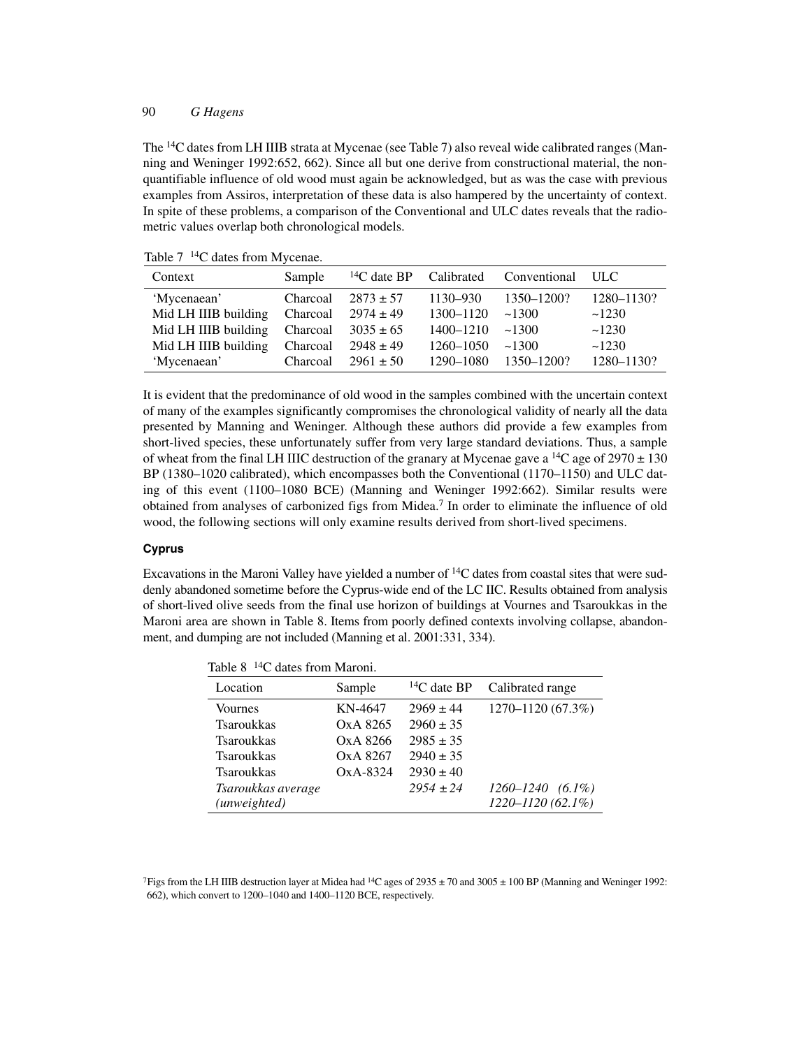The $^{14}C$ dates from LH IIIB strata at Mycenae (see Table 7) also reveal wide calibrated ranges (Manning and Weninger 1992:652, 662). Since all but one derive from constructional material, the non-quantifiable influence of old wood must again be acknowledged, but as was the case with previous examples from Assiros, interpretation of these data is also hampered by the uncertainty of context. In spite of these problems, a comparison of the Conventional and ULC dates reveals that the radiometric values overlap both chronological models.

Table 7 $^{14}C$ dates from Mycenae.

| Context | Sample | $^{14}C$ date BP | Calibrated | Conventional | ULC |
|---|---|---|---|---|---|
| 'Mycenaean' | Charcoal | 2873 ± 57 | 1130–930 | 1350–1200? | 1280–1130? |
| Mid LH IIIB building | Charcoal | 2974 ± 49 | 1300–1120 | ~1300 | ~1230 |
| Mid LH IIIB building | Charcoal | 3035 ± 65 | 1400–1210 | ~1300 | ~1230 |
| Mid LH IIIB building | Charcoal | 2948 ± 49 | 1260–1050 | ~1300 | ~1230 |
| 'Mycenaean' | Charcoal | 2961 ± 50 | 1290–1080 | 1350–1200? | 1280–1130? |

It is evident that the predominance of old wood in the samples combined with the uncertain context of many of the examples significantly compromises the chronological validity of nearly all the data presented by Manning and Weninger. Although these authors did provide a few examples from short-lived species, these unfortunately suffer from very large standard deviations. Thus, a sample of wheat from the final LH IIIC destruction of the granary at Mycenae gave a $^{14}C$ age of 2970 ± 130 BP (1380–1020 calibrated), which encompasses both the Conventional (1170–1150) and ULC dating of this event (1100–1080 BCE) (Manning and Weninger 1992:662). Similar results were obtained from analyses of carbonized figs from Midea.[7] In order to eliminate the influence of old wood, the following sections will only examine results derived from short-lived specimens.

### Cyprus

Excavations in the Maroni Valley have yielded a number of $^{14}C$ dates from coastal sites that were suddenly abandoned sometime before the Cyprus-wide end of the LC IIC. Results obtained from analysis of short-lived olive seeds from the final use horizon of buildings at Vournes and Tsaroukkas in the Maroni area are shown in Table 8. Items from poorly defined contexts involving collapse, abandonment, and dumping are not included (Manning et al. 2001:331, 334).

Table 8 $^{14}C$ dates from Maroni.

| Location | Sample | $^{14}C$ date BP | Calibrated range |
|---|---|---|---|
| Vournes | KN-4647 | 2969 ± 44 | 1270–1120 (67.3%) |
| Tsaroukkas | OxA 8265 | 2960 ± 35 | |
| Tsaroukkas | OxA 8266 | 2985 ± 35 | |
| Tsaroukkas | OxA 8267 | 2940 ± 35 | |
| Tsaroukkas | OxA-8324 | 2930 ± 40 | |
| *Tsaroukkas average (unweighted)* | | *2954 ± 24* | *1260–1240 (6.1%)* *1220–1120 (62.1%)* |

[7]Figs from the LH IIIB destruction layer at Midea had $^{14}C$ ages of 2935 ± 70 and 3005 ± 100 BP (Manning and Weninger 1992: 662), which convert to 1200–1040 and 1400–1120 BCE, respectively.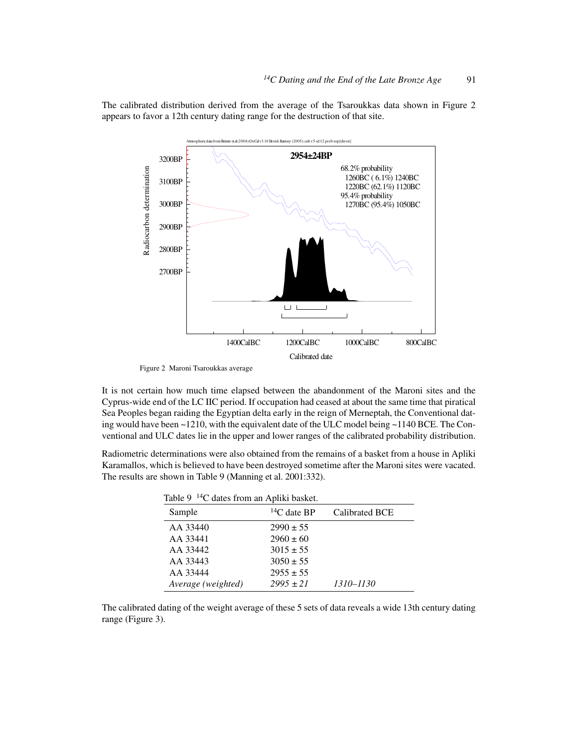The calibrated distribution derived from the average of the Tsaroukkas data shown in Figure 2 appears to favor a 12th century dating range for the destruction of that site.

Figure 2 Maroni Tsaroukkas average

It is not certain how much time elapsed between the abandonment of the Maroni sites and the Cyprus-wide end of the LC IIC period. If occupation had ceased at about the same time that piratical Sea Peoples began raiding the Egyptian delta early in the reign of Merneptah, the Conventional dating would have been ~1210, with the equivalent date of the ULC model being ~1140 BCE. The Conventional and ULC dates lie in the upper and lower ranges of the calibrated probability distribution.

Radiometric determinations were also obtained from the remains of a basket from a house in Apliki Karamallos, which is believed to have been destroyed sometime after the Maroni sites were vacated. The results are shown in Table 9 (Manning et al. 2001:332).

Table 9 $^{14}C$ dates from an Apliki basket.

| Sample | $^{14}C$ date BP | Calibrated BCE |
|---|---|---|
| AA 33440 | 2990 ± 55 | |
| AA 33441 | 2960 ± 60 | |
| AA 33442 | 3015 ± 55 | |
| AA 33443 | 3050 ± 55 | |
| AA 33444 | 2955 ± 55 | |
| *Average (weighted)* | *2995 ± 21* | *1310–1130* |

The calibrated dating of the weight average of these 5 sets of data reveals a wide 13th century dating range (Figure 3).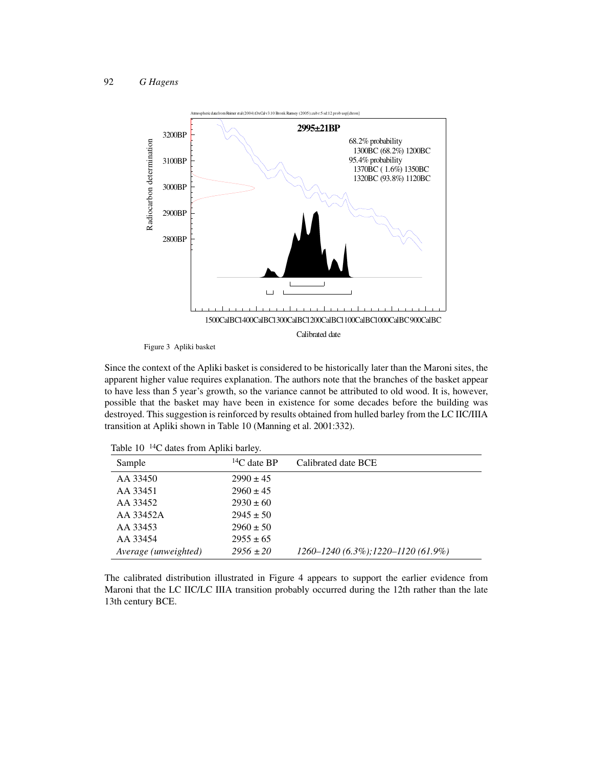Figure 3 Apliki basket

Since the context of the Apliki basket is considered to be historically later than the Maroni sites, the apparent higher value requires explanation. The authors note that the branches of the basket appear to have less than 5 year's growth, so the variance cannot be attributed to old wood. It is, however, possible that the basket may have been in existence for some decades before the building was destroyed. This suggestion is reinforced by results obtained from hulled barley from the LC IIC/IIIA transition at Apliki shown in Table 10 (Manning et al. 2001:332).

Table 10 $^{14}C$ dates from Apliki barley.

| Sample | $^{14}C$ date BP | Calibrated date BCE |
|---|---|---|
| AA 33450 | 2990 ± 45 | |
| AA 33451 | 2960 ± 45 | |
| AA 33452 | 2930 ± 60 | |
| AA 33452A | 2945 ± 50 | |
| AA 33453 | 2960 ± 50 | |
| AA 33454 | 2955 ± 65 | |
| *Average (unweighted)* | *2956 ± 20* | *1260–1240 (6.3%);1220–1120 (61.9%)* |

The calibrated distribution illustrated in Figure 4 appears to support the earlier evidence from Maroni that the LC IIC/LC IIIA transition probably occurred during the 12th rather than the late 13th century BCE.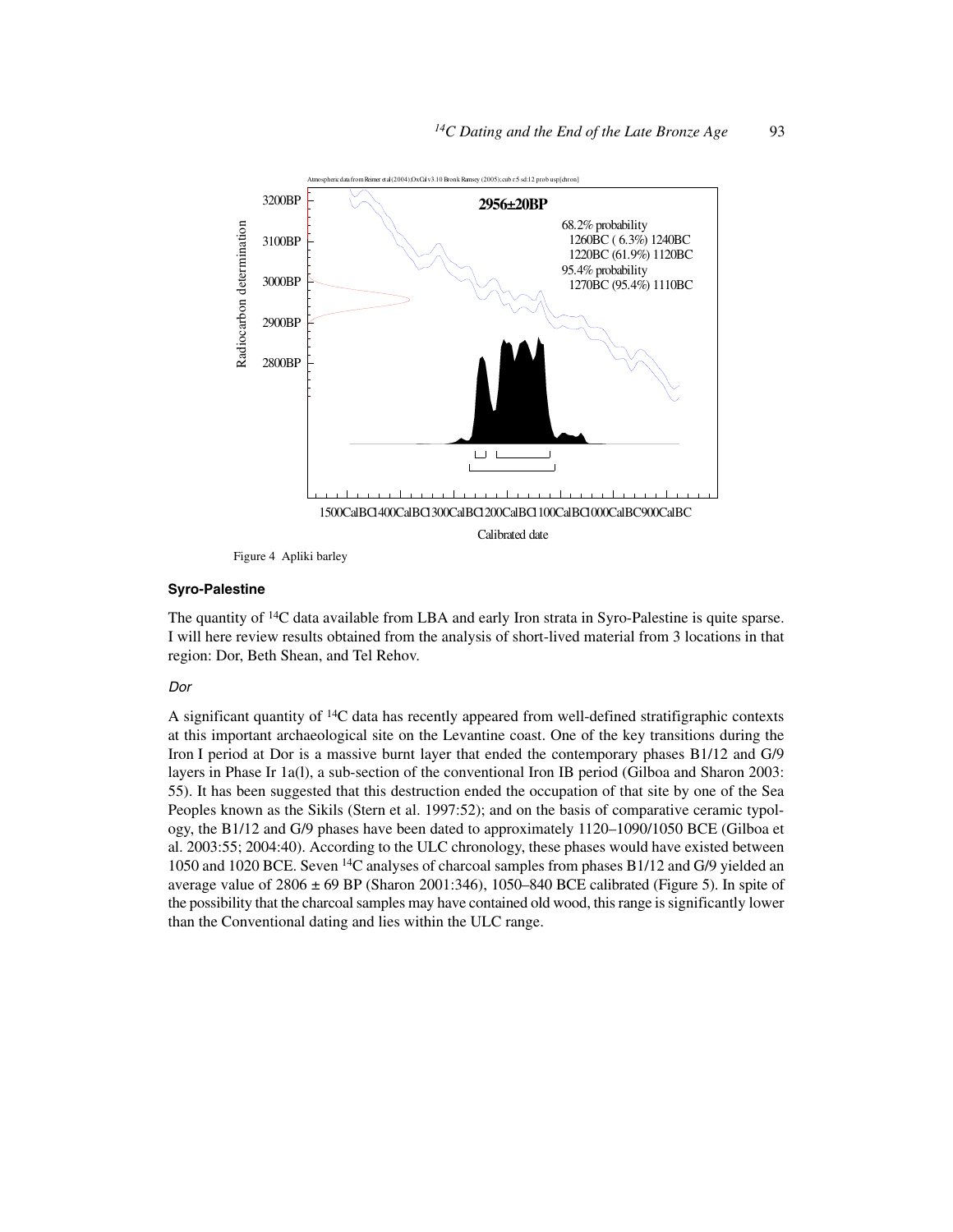Figure 4 Apliki barley

### Syro-Palestine

The quantity of $^{14}$C data available from LBA and early Iron strata in Syro-Palestine is quite sparse. I will here review results obtained from the analysis of short-lived material from 3 locations in that region: Dor, Beth Shean, and Tel Rehov.

#### *Dor*

A significant quantity of $^{14}$C data has recently appeared from well-defined stratifigraphic contexts at this important archaeological site on the Levantine coast. One of the key transitions during the Iron I period at Dor is a massive burnt layer that ended the contemporary phases B1/12 and G/9 layers in Phase Ir 1a(l), a sub-section of the conventional Iron IB period (Gilboa and Sharon 2003: 55). It has been suggested that this destruction ended the occupation of that site by one of the Sea Peoples known as the Sikils (Stern et al. 1997:52); and on the basis of comparative ceramic typology, the B1/12 and G/9 phases have been dated to approximately 1120–1090/1050 BCE (Gilboa et al. 2003:55; 2004:40). According to the ULC chronology, these phases would have existed between 1050 and 1020 BCE. Seven $^{14}$C analyses of charcoal samples from phases B1/12 and G/9 yielded an average value of 2806 ± 69 BP (Sharon 2001:346), 1050–840 BCE calibrated (Figure 5). In spite of the possibility that the charcoal samples may have contained old wood, this range is significantly lower than the Conventional dating and lies within the ULC range.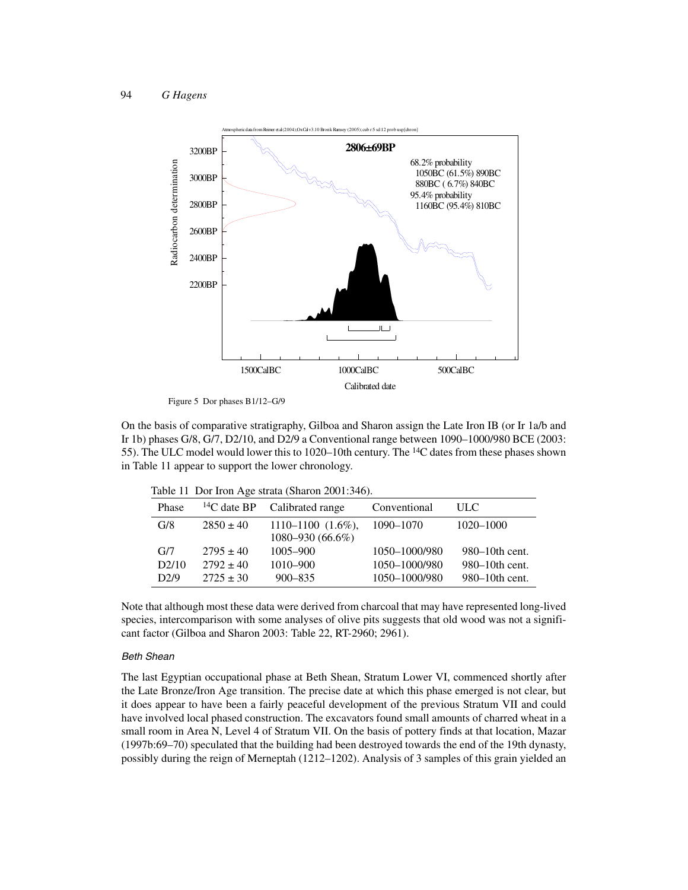Figure 5 Dor phases B1/12–G/9

On the basis of comparative stratigraphy, Gilboa and Sharon assign the Late Iron IB (or Ir 1a/b and Ir 1b) phases G/8, G/7, D2/10, and D2/9 a Conventional range between 1090–1000/980 BCE (2003: 55). The ULC model would lower this to 1020–10th century. The $^{14}C$ dates from these phases shown in Table 11 appear to support the lower chronology.

Table 11 Dor Iron Age strata (Sharon 2001:346).

| Phase | $^{14}C$ date BP | Calibrated range | Conventional | ULC |
|---|---|---|---|---|
| G/8 | 2850 ± 40 | 1110–1100 (1.6%), 1080–930 (66.6%) | 1090–1070 | 1020–1000 |
| G/7 | 2795 ± 40 | 1005–900 | 1050–1000/980 | 980–10th cent. |
| D2/10 | 2792 ± 40 | 1010–900 | 1050–1000/980 | 980–10th cent. |
| D2/9 | 2725 ± 30 | 900–835 | 1050–1000/980 | 980–10th cent. |

Note that although most these data were derived from charcoal that may have represented long-lived species, intercomparison with some analyses of olive pits suggests that old wood was not a significant factor (Gilboa and Sharon 2003: Table 22, RT-2960; 2961).

### *Beth Shean*

The last Egyptian occupational phase at Beth Shean, Stratum Lower VI, commenced shortly after the Late Bronze/Iron Age transition. The precise date at which this phase emerged is not clear, but it does appear to have been a fairly peaceful development of the previous Stratum VII and could have involved local phased construction. The excavators found small amounts of charred wheat in a small room in Area N, Level 4 of Stratum VII. On the basis of pottery finds at that location, Mazar (1997b:69–70) speculated that the building had been destroyed towards the end of the 19th dynasty, possibly during the reign of Merneptah (1212–1202). Analysis of 3 samples of this grain yielded an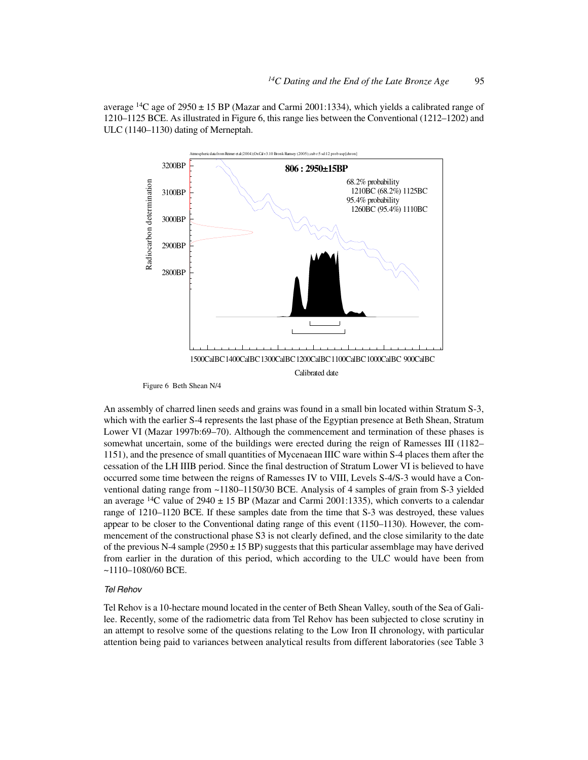average $^{14}C$ age of 2950 ± 15 BP (Mazar and Carmi 2001:1334), which yields a calibrated range of 1210–1125 BCE. As illustrated in Figure 6, this range lies between the Conventional (1212–1202) and ULC (1140–1130) dating of Merneptah.

Figure 6 Beth Shean N/4

An assembly of charred linen seeds and grains was found in a small bin located within Stratum S-3, which with the earlier S-4 represents the last phase of the Egyptian presence at Beth Shean, Stratum Lower VI (Mazar 1997b:69–70). Although the commencement and termination of these phases is somewhat uncertain, some of the buildings were erected during the reign of Ramesses III (1182–1151), and the presence of small quantities of Mycenaean IIIC ware within S-4 places them after the cessation of the LH IIIB period. Since the final destruction of Stratum Lower VI is believed to have occurred some time between the reigns of Ramesses IV to VIII, Levels S-4/S-3 would have a Conventional dating range from ~1180–1150/30 BCE. Analysis of 4 samples of grain from S-3 yielded an average $^{14}C$ value of 2940 ± 15 BP (Mazar and Carmi 2001:1335), which converts to a calendar range of 1210–1120 BCE. If these samples date from the time that S-3 was destroyed, these values appear to be closer to the Conventional dating range of this event (1150–1130). However, the commencement of the constructional phase S3 is not clearly defined, and the close similarity to the date of the previous N-4 sample (2950 ± 15 BP) suggests that this particular assemblage may have derived from earlier in the duration of this period, which according to the ULC would have been from ~1110–1080/60 BCE.

### *Tel Rehov*

Tel Rehov is a 10-hectare mound located in the center of Beth Shean Valley, south of the Sea of Galilee. Recently, some of the radiometric data from Tel Rehov has been subjected to close scrutiny in an attempt to resolve some of the questions relating to the Low Iron II chronology, with particular attention being paid to variances between analytical results from different laboratories (see Table 3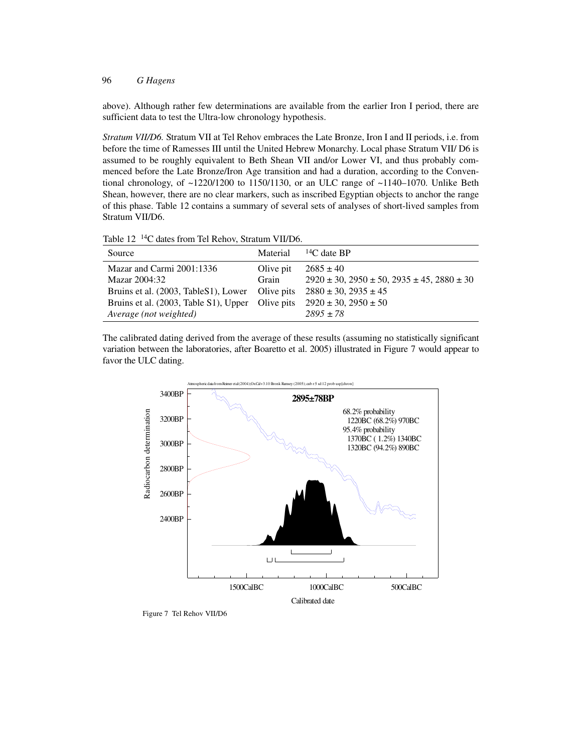above). Although rather few determinations are available from the earlier Iron I period, there are sufficient data to test the Ultra-low chronology hypothesis.

*Stratum VII/D6.* Stratum VII at Tel Rehov embraces the Late Bronze, Iron I and II periods, i.e. from before the time of Ramesses III until the United Hebrew Monarchy. Local phase Stratum VII/ D6 is assumed to be roughly equivalent to Beth Shean VII and/or Lower VI, and thus probably commenced before the Late Bronze/Iron Age transition and had a duration, according to the Conventional chronology, of ~1220/1200 to 1150/1130, or an ULC range of ~1140–1070. Unlike Beth Shean, however, there are no clear markers, such as inscribed Egyptian objects to anchor the range of this phase. Table 12 contains a summary of several sets of analyses of short-lived samples from Stratum VII/D6.

Table 12 $^{14}$C dates from Tel Rehov, Stratum VII/D6.

| Source | Material | $^{14}$C date BP |
|---|---|---|
| Mazar and Carmi 2001:1336 | Olive pit | 2685 ± 40 |
| Mazar 2004:32 | Grain | 2920 ± 30, 2950 ± 50, 2935 ± 45, 2880 ± 30 |
| Bruins et al. (2003, TableS1), Lower | Olive pits | 2880 ± 30, 2935 ± 45 |
| Bruins et al. (2003, Table S1), Upper | Olive pits | 2920 ± 30, 2950 ± 50 |
| *Average (not weighted)* | | *2895 ± 78* |

The calibrated dating derived from the average of these results (assuming no statistically significant variation between the laboratories, after Boaretto et al. 2005) illustrated in Figure 7 would appear to favor the ULC dating.

Figure 7 Tel Rehov VII/D6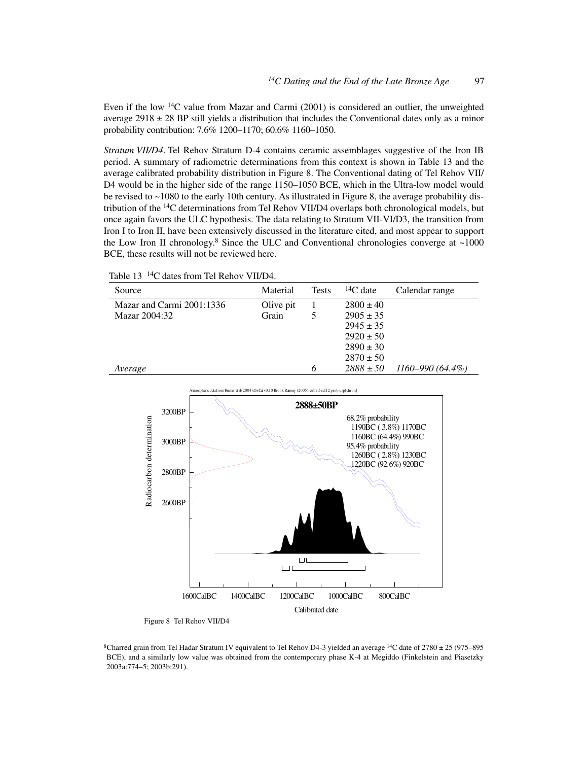Even if the low $^{14}C$ value from Mazar and Carmi (2001) is considered an outlier, the unweighted average 2918 ± 28 BP still yields a distribution that includes the Conventional dates only as a minor probability contribution: 7.6% 1200–1170; 60.6% 1160–1050.

*Stratum VII/D4*. Tel Rehov Stratum D-4 contains ceramic assemblages suggestive of the Iron IB period. A summary of radiometric determinations from this context is shown in Table 13 and the average calibrated probability distribution in Figure 8. The Conventional dating of Tel Rehov VII/D4 would be in the higher side of the range 1150–1050 BCE, which in the Ultra-low model would be revised to ~1080 to the early 10th century. As illustrated in Figure 8, the average probability distribution of the $^{14}C$ determinations from Tel Rehov VII/D4 overlaps both chronological models, but once again favors the ULC hypothesis. The data relating to Stratum VII-VI/D3, the transition from Iron I to Iron II, have been extensively discussed in the literature cited, and most appear to support the Low Iron II chronology.[8] Since the ULC and Conventional chronologies converge at ~1000 BCE, these results will not be reviewed here.

Table 13 $^{14}C$ dates from Tel Rehov VII/D4.

| Source | Material | Tests | $^{14}C$ date | Calendar range |
|---|---|---|---|---|
| Mazar and Carmi 2001:1336 | Olive pit | 1 | 2800 ± 40 | |
| Mazar 2004:32 | Grain | 5 | 2905 ± 35 | |
| | | | 2945 ± 35 | |
| | | | 2920 ± 50 | |
| | | | 2890 ± 30 | |
| | | | 2870 ± 50 | |
| *Average* | | *6* | *2888 ± 50* | *1160–990 (64.4%)* |

Atmospheric data from Reimer et al (2004);OxCal v3.10 Bronk Ramsey (2005); cub r:5 sd:12 prob usp[chron]

**2888±50BP**

68.2% probability
1190BC ( 3.8%) 1170BC
1160BC (64.4%) 990BC
95.4% probability
1260BC ( 2.8%) 1230BC
1220BC (92.6%) 920BC

Figure 8 Tel Rehov VII/D4

[8]Charred grain from Tel Hadar Stratum IV equivalent to Tel Rehov D4-3 yielded an average $^{14}C$ date of 2780 ± 25 (975–895 BCE), and a similarly low value was obtained from the contemporary phase K-4 at Megiddo (Finkelstein and Piasetzky 2003a:774–5; 2003b:291).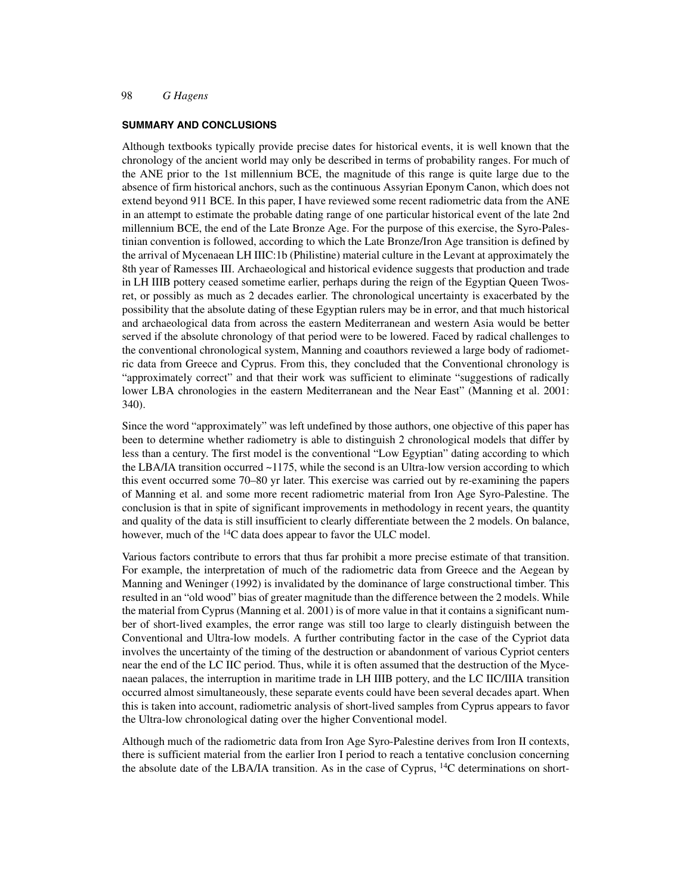## SUMMARY AND CONCLUSIONS

Although textbooks typically provide precise dates for historical events, it is well known that the chronology of the ancient world may only be described in terms of probability ranges. For much of the ANE prior to the 1st millennium BCE, the magnitude of this range is quite large due to the absence of firm historical anchors, such as the continuous Assyrian Eponym Canon, which does not extend beyond 911 BCE. In this paper, I have reviewed some recent radiometric data from the ANE in an attempt to estimate the probable dating range of one particular historical event of the late 2nd millennium BCE, the end of the Late Bronze Age. For the purpose of this exercise, the Syro-Palestinian convention is followed, according to which the Late Bronze/Iron Age transition is defined by the arrival of Mycenaean LH IIIC:1b (Philistine) material culture in the Levant at approximately the 8th year of Ramesses III. Archaeological and historical evidence suggests that production and trade in LH IIIB pottery ceased sometime earlier, perhaps during the reign of the Egyptian Queen Twosret, or possibly as much as 2 decades earlier. The chronological uncertainty is exacerbated by the possibility that the absolute dating of these Egyptian rulers may be in error, and that much historical and archaeological data from across the eastern Mediterranean and western Asia would be better served if the absolute chronology of that period were to be lowered. Faced by radical challenges to the conventional chronological system, Manning and coauthors reviewed a large body of radiometric data from Greece and Cyprus. From this, they concluded that the Conventional chronology is "approximately correct" and that their work was sufficient to eliminate "suggestions of radically lower LBA chronologies in the eastern Mediterranean and the Near East" (Manning et al. 2001: 340).

Since the word "approximately" was left undefined by those authors, one objective of this paper has been to determine whether radiometry is able to distinguish 2 chronological models that differ by less than a century. The first model is the conventional "Low Egyptian" dating according to which the LBA/IA transition occurred ~1175, while the second is an Ultra-low version according to which this event occurred some 70–80 yr later. This exercise was carried out by re-examining the papers of Manning et al. and some more recent radiometric material from Iron Age Syro-Palestine. The conclusion is that in spite of significant improvements in methodology in recent years, the quantity and quality of the data is still insufficient to clearly differentiate between the 2 models. On balance, however, much of the $^{14}$C data does appear to favor the ULC model.

Various factors contribute to errors that thus far prohibit a more precise estimate of that transition. For example, the interpretation of much of the radiometric data from Greece and the Aegean by Manning and Weninger (1992) is invalidated by the dominance of large constructional timber. This resulted in an "old wood" bias of greater magnitude than the difference between the 2 models. While the material from Cyprus (Manning et al. 2001) is of more value in that it contains a significant number of short-lived examples, the error range was still too large to clearly distinguish between the Conventional and Ultra-low models. A further contributing factor in the case of the Cypriot data involves the uncertainty of the timing of the destruction or abandonment of various Cypriot centers near the end of the LC IIC period. Thus, while it is often assumed that the destruction of the Mycenaean palaces, the interruption in maritime trade in LH IIIB pottery, and the LC IIC/IIIA transition occurred almost simultaneously, these separate events could have been several decades apart. When this is taken into account, radiometric analysis of short-lived samples from Cyprus appears to favor the Ultra-low chronological dating over the higher Conventional model.

Although much of the radiometric data from Iron Age Syro-Palestine derives from Iron II contexts, there is sufficient material from the earlier Iron I period to reach a tentative conclusion concerning the absolute date of the LBA/IA transition. As in the case of Cyprus, $^{14}$C determinations on short-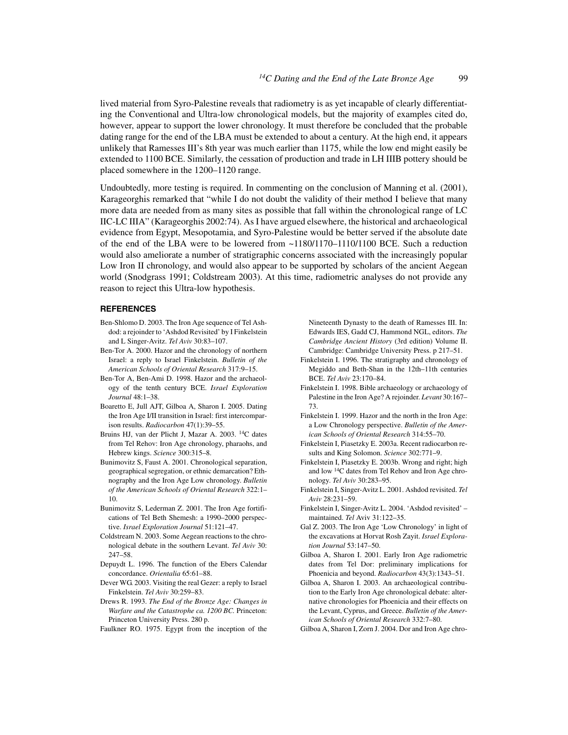lived material from Syro-Palestine reveals that radiometry is as yet incapable of clearly differentiating the Conventional and Ultra-low chronological models, but the majority of examples cited do, however, appear to support the lower chronology. It must therefore be concluded that the probable dating range for the end of the LBA must be extended to about a century. At the high end, it appears unlikely that Ramesses III's 8th year was much earlier than 1175, while the low end might easily be extended to 1100 BCE. Similarly, the cessation of production and trade in LH IIIB pottery should be placed somewhere in the 1200–1120 range.

Undoubtedly, more testing is required. In commenting on the conclusion of Manning et al. (2001), Karageorghis remarked that "while I do not doubt the validity of their method I believe that many more data are needed from as many sites as possible that fall within the chronological range of LC IIC-LC IIIA" (Karageorghis 2002:74). As I have argued elsewhere, the historical and archaeological evidence from Egypt, Mesopotamia, and Syro-Palestine would be better served if the absolute date of the end of the LBA were to be lowered from ~1180/1170–1110/1100 BCE. Such a reduction would also ameliorate a number of stratigraphic concerns associated with the increasingly popular Low Iron II chronology, and would also appear to be supported by scholars of the ancient Aegean world (Snodgrass 1991; Coldstream 2003). At this time, radiometric analyses do not provide any reason to reject this Ultra-low hypothesis.

## REFERENCES

Ben-Shlomo D. 2003. The Iron Age sequence of Tel Ashdod: a rejoinder to 'Ashdod Revisited' by I Finkelstein and L Singer-Avitz. *Tel Aviv* 30:83–107.

Ben-Tor A. 2000. Hazor and the chronology of northern Israel: a reply to Israel Finkelstein. *Bulletin of the American Schools of Oriental Research* 317:9–15.

Ben-Tor A, Ben-Ami D. 1998. Hazor and the archaeology of the tenth century BCE. *Israel Exploration Journal* 48:1–38.

Boaretto E, Jull AJT, Gilboa A, Sharon I. 2005. Dating the Iron Age I/II transition in Israel: first intercomparison results. *Radiocarbon* 47(1):39–55.

Bruins HJ, van der Plicht J, Mazar A. 2003. $^{14}$C dates from Tel Rehov: Iron Age chronology, pharaohs, and Hebrew kings. *Science* 300:315–8.

Bunimovitz S, Faust A. 2001. Chronological separation, geographical segregation, or ethnic demarcation? Ethnography and the Iron Age Low chronology. *Bulletin of the American Schools of Oriental Research* 322:1–10.

Bunimovitz S, Lederman Z. 2001. The Iron Age fortifications of Tel Beth Shemesh: a 1990–2000 perspective. *Israel Exploration Journal* 51:121–47.

Coldstream N. 2003. Some Aegean reactions to the chronological debate in the southern Levant. *Tel Aviv* 30: 247–58.

Depuydt L. 1996. The function of the Ebers Calendar concordance. *Orientalia* 65:61–88.

Dever WG. 2003. Visiting the real Gezer: a reply to Israel Finkelstein. *Tel Aviv* 30:259–83.

Drews R. 1993. *The End of the Bronze Age: Changes in Warfare and the Catastrophe ca. 1200 BC.* Princeton: Princeton University Press. 280 p.

Faulkner RO. 1975. Egypt from the inception of the Nineteenth Dynasty to the death of Ramesses III. In: Edwards IES, Gadd CJ, Hammond NGL, editors. *The Cambridge Ancient History* (3rd edition) Volume II. Cambridge: Cambridge University Press. p 217–51.

Finkelstein I. 1996. The stratigraphy and chronology of Megiddo and Beth-Shan in the 12th–11th centuries BCE. *Tel Aviv* 23:170–84.

Finkelstein I. 1998. Bible archaeology or archaeology of Palestine in the Iron Age? A rejoinder. *Levant* 30:167–73.

Finkelstein I. 1999. Hazor and the north in the Iron Age: a Low Chronology perspective. *Bulletin of the American Schools of Oriental Research* 314:55–70.

Finkelstein I, Piasetzky E. 2003a. Recent radiocarbon results and King Solomon. *Science* 302:771–9.

Finkelstein I, Piasetzky E. 2003b. Wrong and right; high and low $^{14}$C dates from Tel Rehov and Iron Age chronology. *Tel Aviv* 30:283–95.

Finkelstein I, Singer-Avitz L. 2001. Ashdod revisited. *Tel Aviv* 28:231–59.

Finkelstein I, Singer-Avitz L. 2004. 'Ashdod revisited' – maintained. *Tel* Aviv 31:122–35.

Gal Z. 2003. The Iron Age 'Low Chronology' in light of the excavations at Horvat Rosh Zayit. *Israel Exploration Journal* 53:147–50.

Gilboa A, Sharon I. 2001. Early Iron Age radiometric dates from Tel Dor: preliminary implications for Phoenicia and beyond. *Radiocarbon* 43(3):1343–51.

Gilboa A, Sharon I. 2003. An archaeological contribution to the Early Iron Age chronological debate: alternative chronologies for Phoenicia and their effects on the Levant, Cyprus, and Greece. *Bulletin of the American Schools of Oriental Research* 332:7–80.

Gilboa A, Sharon I, Zorn J. 2004. Dor and Iron Age chro-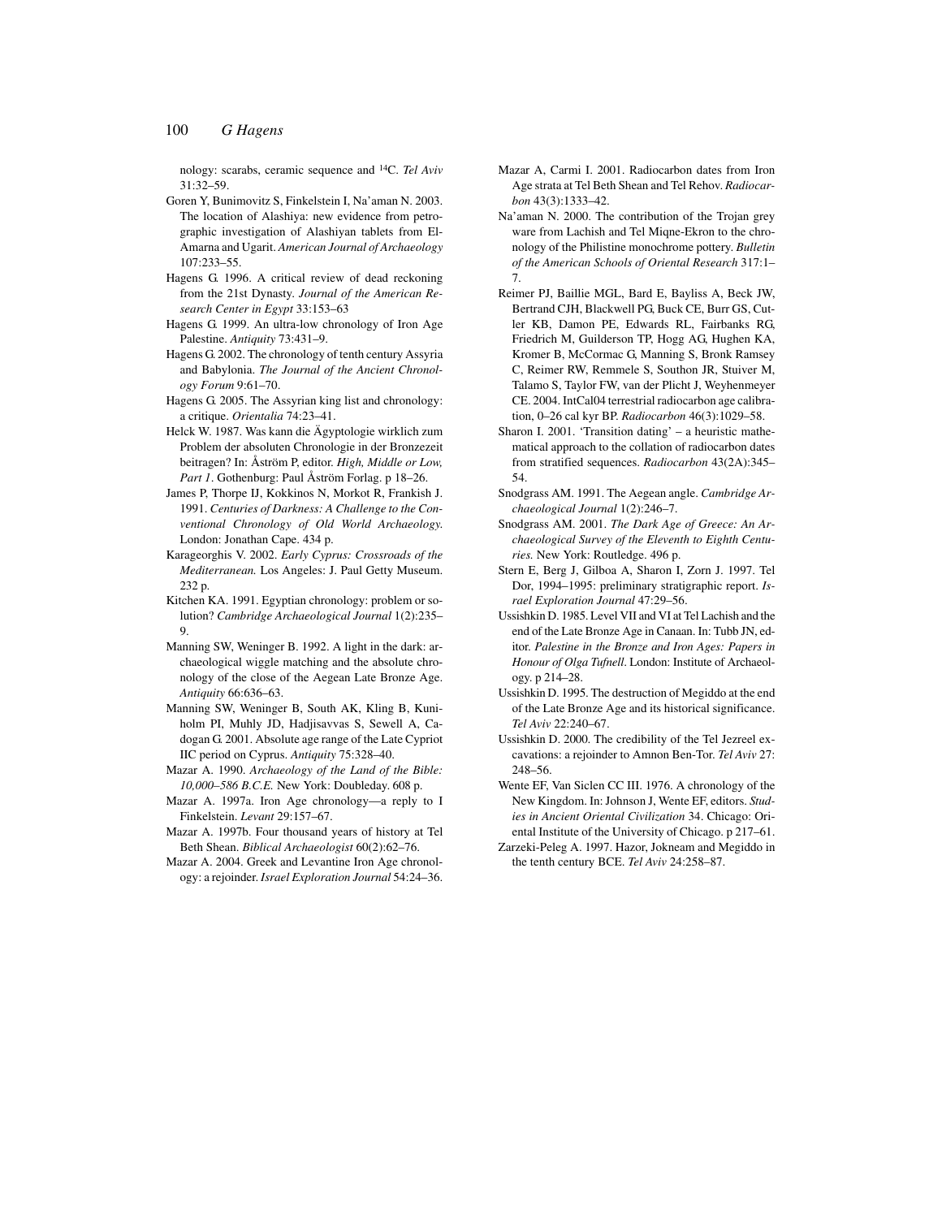nology: scarabs, ceramic sequence and $^{14}$C. *Tel Aviv* 31:32–59.

Goren Y, Bunimovitz S, Finkelstein I, Na'aman N. 2003. The location of Alashiya: new evidence from petrographic investigation of Alashiyan tablets from El-Amarna and Ugarit. *American Journal of Archaeology* 107:233–55.

Hagens G. 1996. A critical review of dead reckoning from the 21st Dynasty. *Journal of the American Research Center in Egypt* 33:153–63

Hagens G. 1999. An ultra-low chronology of Iron Age Palestine. *Antiquity* 73:431–9.

Hagens G. 2002. The chronology of tenth century Assyria and Babylonia. *The Journal of the Ancient Chronology Forum* 9:61–70.

Hagens G. 2005. The Assyrian king list and chronology: a critique. *Orientalia* 74:23–41.

Helck W. 1987. Was kann die Ägyptologie wirklich zum Problem der absoluten Chronologie in der Bronzezeit beitragen? In: Åström P, editor. *High, Middle or Low, Part 1*. Gothenburg: Paul Åström Forlag. p 18–26.

James P, Thorpe IJ, Kokkinos N, Morkot R, Frankish J. 1991. *Centuries of Darkness: A Challenge to the Conventional Chronology of Old World Archaeology.* London: Jonathan Cape. 434 p.

Karageorghis V. 2002. *Early Cyprus: Crossroads of the Mediterranean.* Los Angeles: J. Paul Getty Museum. 232 p.

Kitchen KA. 1991. Egyptian chronology: problem or solution? *Cambridge Archaeological Journal* 1(2):235–9.

Manning SW, Weninger B. 1992. A light in the dark: archaeological wiggle matching and the absolute chronology of the close of the Aegean Late Bronze Age. *Antiquity* 66:636–63.

Manning SW, Weninger B, South AK, Kling B, Kuniholm PI, Muhly JD, Hadjisavvas S, Sewell A, Cadogan G. 2001. Absolute age range of the Late Cypriot IIC period on Cyprus. *Antiquity* 75:328–40.

Mazar A. 1990. *Archaeology of the Land of the Bible: 10,000–586 B.C.E.* New York: Doubleday. 608 p.

Mazar A. 1997a. Iron Age chronology—a reply to I Finkelstein. *Levant* 29:157–67.

Mazar A. 1997b. Four thousand years of history at Tel Beth Shean. *Biblical Archaeologist* 60(2):62–76.

Mazar A. 2004. Greek and Levantine Iron Age chronology: a rejoinder. *Israel Exploration Journal* 54:24–36.

Mazar A, Carmi I. 2001. Radiocarbon dates from Iron Age strata at Tel Beth Shean and Tel Rehov. *Radiocarbon* 43(3):1333–42.

Na'aman N. 2000. The contribution of the Trojan grey ware from Lachish and Tel Miqne-Ekron to the chronology of the Philistine monochrome pottery. *Bulletin of the American Schools of Oriental Research* 317:1–7.

Reimer PJ, Baillie MGL, Bard E, Bayliss A, Beck JW, Bertrand CJH, Blackwell PG, Buck CE, Burr GS, Cutler KB, Damon PE, Edwards RL, Fairbanks RG, Friedrich M, Guilderson TP, Hogg AG, Hughen KA, Kromer B, McCormac G, Manning S, Bronk Ramsey C, Reimer RW, Remmele S, Southon JR, Stuiver M, Talamo S, Taylor FW, van der Plicht J, Weyhenmeyer CE. 2004. IntCal04 terrestrial radiocarbon age calibration, 0–26 cal kyr BP. *Radiocarbon* 46(3):1029–58.

Sharon I. 2001. 'Transition dating' – a heuristic mathematical approach to the collation of radiocarbon dates from stratified sequences. *Radiocarbon* 43(2A):345–54.

Snodgrass AM. 1991. The Aegean angle. *Cambridge Archaeological Journal* 1(2):246–7.

Snodgrass AM. 2001. *The Dark Age of Greece: An Archaeological Survey of the Eleventh to Eighth Centuries.* New York: Routledge. 496 p.

Stern E, Berg J, Gilboa A, Sharon I, Zorn J. 1997. Tel Dor, 1994–1995: preliminary stratigraphic report. *Israel Exploration Journal* 47:29–56.

Ussishkin D. 1985. Level VII and VI at Tel Lachish and the end of the Late Bronze Age in Canaan. In: Tubb JN, editor. *Palestine in the Bronze and Iron Ages: Papers in Honour of Olga Tufnell*. London: Institute of Archaeology. p 214–28.

Ussishkin D. 1995. The destruction of Megiddo at the end of the Late Bronze Age and its historical significance. *Tel Aviv* 22:240–67.

Ussishkin D. 2000. The credibility of the Tel Jezreel excavations: a rejoinder to Amnon Ben-Tor. *Tel Aviv* 27: 248–56.

Wente EF, Van Siclen CC III. 1976. A chronology of the New Kingdom. In: Johnson J, Wente EF, editors. *Studies in Ancient Oriental Civilization* 34. Chicago: Oriental Institute of the University of Chicago. p 217–61.

Zarzeki-Peleg A. 1997. Hazor, Jokneam and Megiddo in the tenth century BCE. *Tel Aviv* 24:258–87.